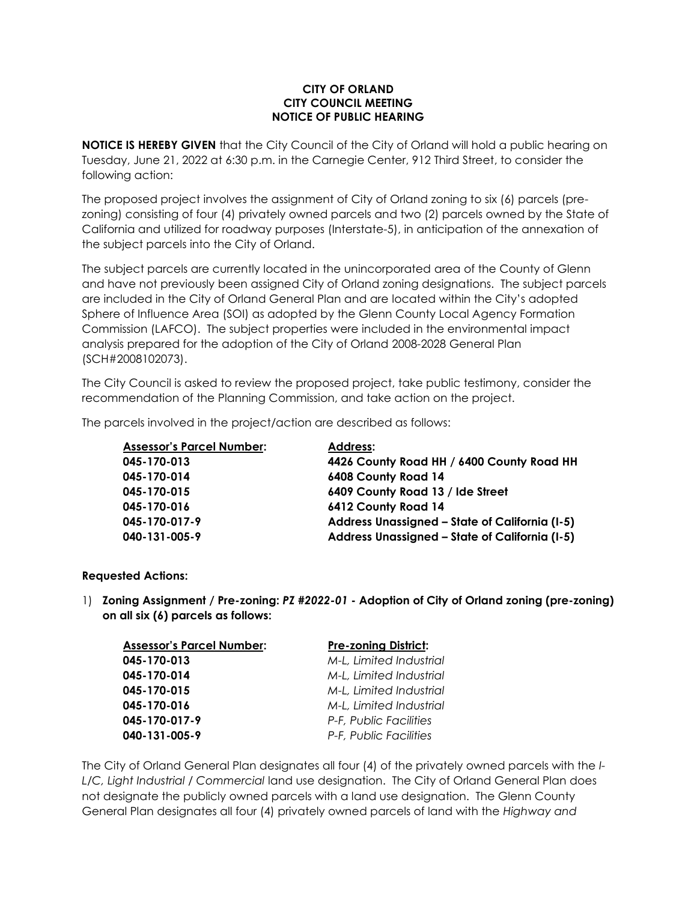**CITY OF ORLAND**
**CITY COUNCIL MEETING**
**NOTICE OF PUBLIC HEARING**

**NOTICE IS HEREBY GIVEN** that the City Council of the City of Orland will hold a public hearing on Tuesday, June 21, 2022 at 6:30 p.m. in the Carnegie Center, 912 Third Street, to consider the following action:

The proposed project involves the assignment of City of Orland zoning to six (6) parcels (pre-zoning) consisting of four (4) privately owned parcels and two (2) parcels owned by the State of California and utilized for roadway purposes (Interstate-5), in anticipation of the annexation of the subject parcels into the City of Orland.

The subject parcels are currently located in the unincorporated area of the County of Glenn and have not previously been assigned City of Orland zoning designations. The subject parcels are included in the City of Orland General Plan and are located within the City's adopted Sphere of Influence Area (SOI) as adopted by the Glenn County Local Agency Formation Commission (LAFCO). The subject properties were included in the environmental impact analysis prepared for the adoption of the City of Orland 2008-2028 General Plan (SCH#2008102073).

The City Council is asked to review the proposed project, take public testimony, consider the recommendation of the Planning Commission, and take action on the project.

The parcels involved in the project/action are described as follows:

| **Assessor's Parcel Number:** | **Address:** |
|---|---|
| **045-170-013** | **4426 County Road HH / 6400 County Road HH** |
| **045-170-014** | **6408 County Road 14** |
| **045-170-015** | **6409 County Road 13 / Ide Street** |
| **045-170-016** | **6412 County Road 14** |
| **045-170-017-9** | **Address Unassigned – State of California (I-5)** |
| **040-131-005-9** | **Address Unassigned – State of California (I-5)** |

**Requested Actions:**

1) **Zoning Assignment / Pre-zoning: *PZ #2022-01* - Adoption of City of Orland zoning (pre-zoning) on all six (6) parcels as follows:**

| **Assessor's Parcel Number:** | **Pre-zoning District:** |
|---|---|
| **045-170-013** | *M-L, Limited Industrial* |
| **045-170-014** | *M-L, Limited Industrial* |
| **045-170-015** | *M-L, Limited Industrial* |
| **045-170-016** | *M-L, Limited Industrial* |
| **045-170-017-9** | *P-F, Public Facilities* |
| **040-131-005-9** | *P-F, Public Facilities* |

The City of Orland General Plan designates all four (4) of the privately owned parcels with the *I-L/C, Light Industrial / Commercial* land use designation. The City of Orland General Plan does not designate the publicly owned parcels with a land use designation. The Glenn County General Plan designates all four (4) privately owned parcels of land with the *Highway and*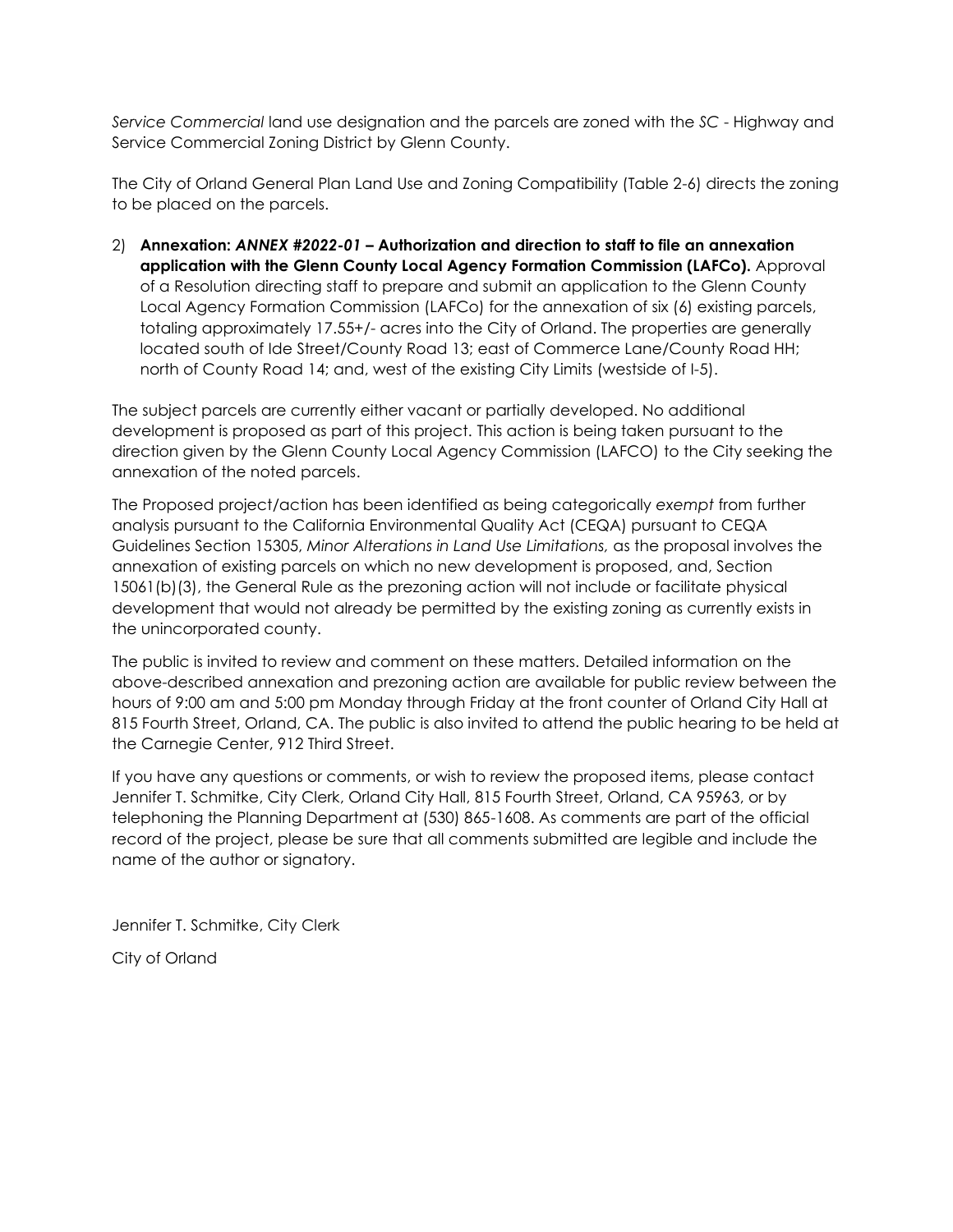*Service Commercial* land use designation and the parcels are zoned with the *SC* - Highway and Service Commercial Zoning District by Glenn County.

The City of Orland General Plan Land Use and Zoning Compatibility (Table 2-6) directs the zoning to be placed on the parcels.

2) **Annexation: *ANNEX #2022-01* – Authorization and direction to staff to file an annexation application with the Glenn County Local Agency Formation Commission (LAFCo).** Approval of a Resolution directing staff to prepare and submit an application to the Glenn County Local Agency Formation Commission (LAFCo) for the annexation of six (6) existing parcels, totaling approximately 17.55+/- acres into the City of Orland. The properties are generally located south of Ide Street/County Road 13; east of Commerce Lane/County Road HH; north of County Road 14; and, west of the existing City Limits (westside of I-5).

The subject parcels are currently either vacant or partially developed. No additional development is proposed as part of this project. This action is being taken pursuant to the direction given by the Glenn County Local Agency Commission (LAFCO) to the City seeking the annexation of the noted parcels.

The Proposed project/action has been identified as being categorically *exempt* from further analysis pursuant to the California Environmental Quality Act (CEQA) pursuant to CEQA Guidelines Section 15305, *Minor Alterations in Land Use Limitations,* as the proposal involves the annexation of existing parcels on which no new development is proposed, and, Section 15061(b)(3), the General Rule as the prezoning action will not include or facilitate physical development that would not already be permitted by the existing zoning as currently exists in the unincorporated county.

The public is invited to review and comment on these matters. Detailed information on the above-described annexation and prezoning action are available for public review between the hours of 9:00 am and 5:00 pm Monday through Friday at the front counter of Orland City Hall at 815 Fourth Street, Orland, CA. The public is also invited to attend the public hearing to be held at the Carnegie Center, 912 Third Street.

If you have any questions or comments, or wish to review the proposed items, please contact Jennifer T. Schmitke, City Clerk, Orland City Hall, 815 Fourth Street, Orland, CA 95963, or by telephoning the Planning Department at (530) 865-1608. As comments are part of the official record of the project, please be sure that all comments submitted are legible and include the name of the author or signatory.

Jennifer T. Schmitke, City Clerk

City of Orland